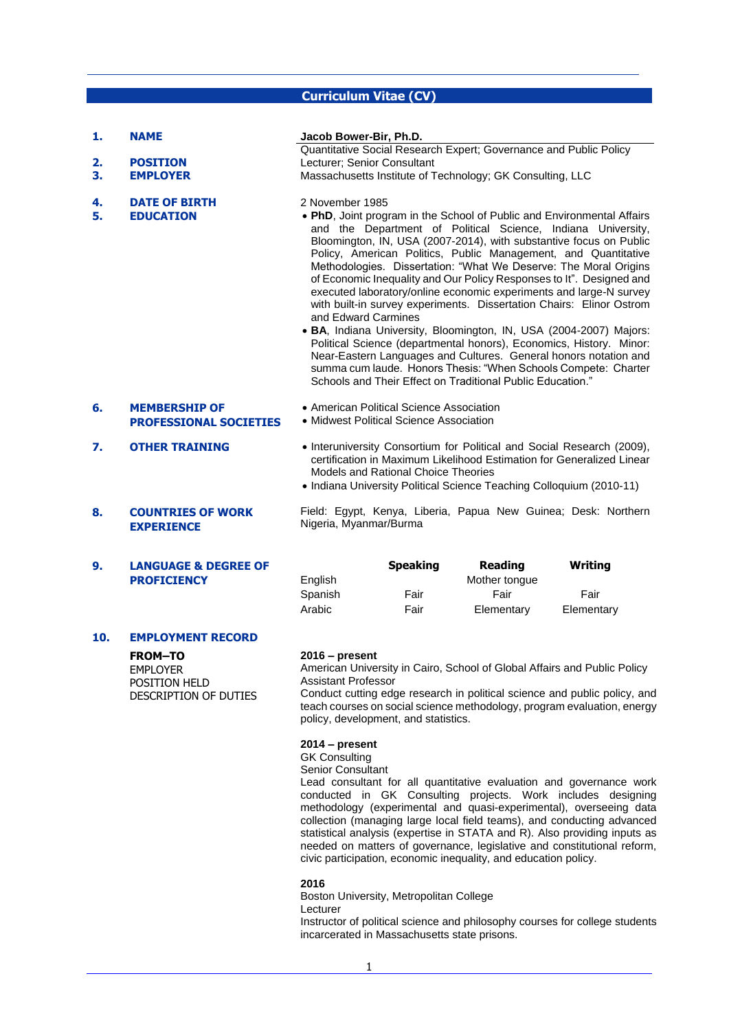# Curriculum Vitae (CV)

**1. NAME**

**Jacob Bower-Bir, Ph.D.**

Quantitative Social Research Expert; Governance and Public Policy

**2. POSITION**

Lecturer; Senior Consultant

**3. EMPLOYER**

Massachusetts Institute of Technology; GK Consulting, LLC

**4. DATE OF BIRTH**

2 November 1985

**5. EDUCATION**

- **PhD**, Joint program in the School of Public and Environmental Affairs and the Department of Political Science, Indiana University, Bloomington, IN, USA (2007-2014), with substantive focus on Public Policy, American Politics, Public Management, and Quantitative Methodologies. Dissertation: "What We Deserve: The Moral Origins of Economic Inequality and Our Policy Responses to It". Designed and executed laboratory/online economic experiments and large-N survey with built-in survey experiments. Dissertation Chairs: Elinor Ostrom and Edward Carmines
- **BA**, Indiana University, Bloomington, IN, USA (2004-2007) Majors: Political Science (departmental honors), Economics, History. Minor: Near-Eastern Languages and Cultures. General honors notation and summa cum laude. Honors Thesis: "When Schools Compete: Charter Schools and Their Effect on Traditional Public Education."

**6. MEMBERSHIP OF PROFESSIONAL SOCIETIES**

- American Political Science Association
- Midwest Political Science Association

**7. OTHER TRAINING**

- Interuniversity Consortium for Political and Social Research (2009), certification in Maximum Likelihood Estimation for Generalized Linear Models and Rational Choice Theories
- Indiana University Political Science Teaching Colloquium (2010-11)

**8. COUNTRIES OF WORK EXPERIENCE**

Field: Egypt, Kenya, Liberia, Papua New Guinea; Desk: Northern Nigeria, Myanmar/Burma

**9. LANGUAGE & DEGREE OF PROFICIENCY**

| | Speaking | Reading | Writing |
|---|---|---|---|
| English | | Mother tongue | |
| Spanish | Fair | Fair | Fair |
| Arabic | Fair | Elementary | Elementary |

**10. EMPLOYMENT RECORD**

**FROM–TO**
EMPLOYER
POSITION HELD
DESCRIPTION OF DUTIES

**2016 – present**
American University in Cairo, School of Global Affairs and Public Policy
Assistant Professor
Conduct cutting edge research in political science and public policy, and teach courses on social science methodology, program evaluation, energy policy, development, and statistics.

**2014 – present**
GK Consulting
Senior Consultant
Lead consultant for all quantitative evaluation and governance work conducted in GK Consulting projects. Work includes designing methodology (experimental and quasi-experimental), overseeing data collection (managing large local field teams), and conducting advanced statistical analysis (expertise in STATA and R). Also providing inputs as needed on matters of governance, legislative and constitutional reform, civic participation, economic inequality, and education policy.

**2016**
Boston University, Metropolitan College
Lecturer
Instructor of political science and philosophy courses for college students incarcerated in Massachusetts state prisons.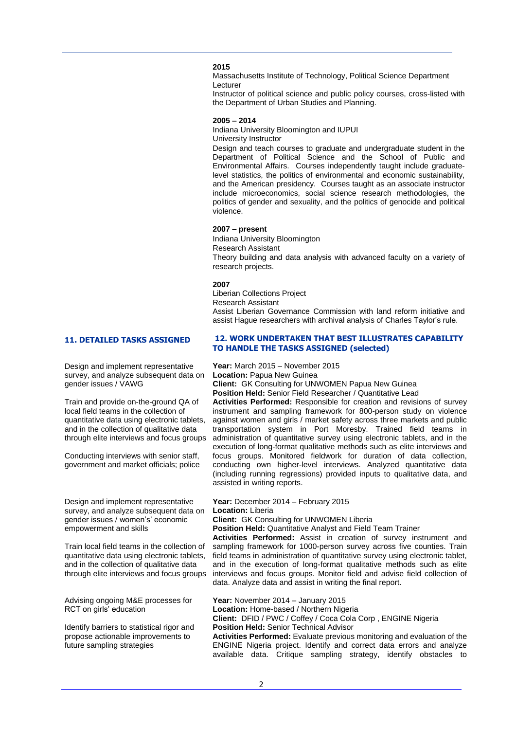**2015**

Massachusetts Institute of Technology, Political Science Department
Lecturer
Instructor of political science and public policy courses, cross-listed with the Department of Urban Studies and Planning.

**2005 – 2014**

Indiana University Bloomington and IUPUI
University Instructor
Design and teach courses to graduate and undergraduate student in the Department of Political Science and the School of Public and Environmental Affairs. Courses independently taught include graduate-level statistics, the politics of environmental and economic sustainability, and the American presidency. Courses taught as an associate instructor include microeconomics, social science research methodologies, the politics of gender and sexuality, and the politics of genocide and political violence.

**2007 – present**

Indiana University Bloomington
Research Assistant
Theory building and data analysis with advanced faculty on a variety of research projects.

**2007**

Liberian Collections Project
Research Assistant
Assist Liberian Governance Commission with land reform initiative and assist Hague researchers with archival analysis of Charles Taylor's rule.

| **11. DETAILED TASKS ASSIGNED** | **12. WORK UNDERTAKEN THAT BEST ILLUSTRATES CAPABILITY TO HANDLE THE TASKS ASSIGNED (selected)** |
|---|---|
| Design and implement representative survey, and analyze subsequent data on gender issues / VAWG<br><br>Train and provide on-the-ground QA of local field teams in the collection of quantitative data using electronic tablets, and in the collection of qualitative data through elite interviews and focus groups<br><br>Conducting interviews with senior staff, government and market officials; police | **Year:** March 2015 – November 2015<br>**Location:** Papua New Guinea<br>**Client:** GK Consulting for UNWOMEN Papua New Guinea<br>**Position Held:** Senior Field Researcher / Quantitative Lead<br>**Activities Performed:** Responsible for creation and revisions of survey instrument and sampling framework for 800-person study on violence against women and girls / market safety across three markets and public transportation system in Port Moresby. Trained field teams in administration of quantitative survey using electronic tablets, and in the execution of long-format qualitative methods such as elite interviews and focus groups. Monitored fieldwork for duration of data collection, conducting own higher-level interviews. Analyzed quantitative data (including running regressions) provided inputs to qualitative data, and assisted in writing reports. |
| Design and implement representative survey, and analyze subsequent data on gender issues / women's economic empowerment and skills<br><br>Train local field teams in the collection of quantitative data using electronic tablets, and in the collection of qualitative data through elite interviews and focus groups | **Year:** December 2014 – February 2015<br>**Location:** Liberia<br>**Client:** GK Consulting for UNWOMEN Liberia<br>**Position Held:** Quantitative Analyst and Field Team Trainer<br>**Activities Performed:** Assist in creation of survey instrument and sampling framework for 1000-person survey across five counties. Train field teams in administration of quantitative survey using electronic tablet, and in the execution of long-format qualitative methods such as elite interviews and focus groups. Monitor field and advise field collection of data. Analyze data and assist in writing the final report. |
| Advising ongoing M&E processes for RCT on girls' education<br><br>Identify barriers to statistical rigor and propose actionable improvements to future sampling strategies | **Year:** November 2014 – January 2015<br>**Location:** Home-based / Northern Nigeria<br>**Client:** DFID / PWC / Coffey / Coca Cola Corp , ENGINE Nigeria<br>**Position Held:** Senior Technical Advisor<br>**Activities Performed:** Evaluate previous monitoring and evaluation of the ENGINE Nigeria project. Identify and correct data errors and analyze available data. Critique sampling strategy, identify obstacles to |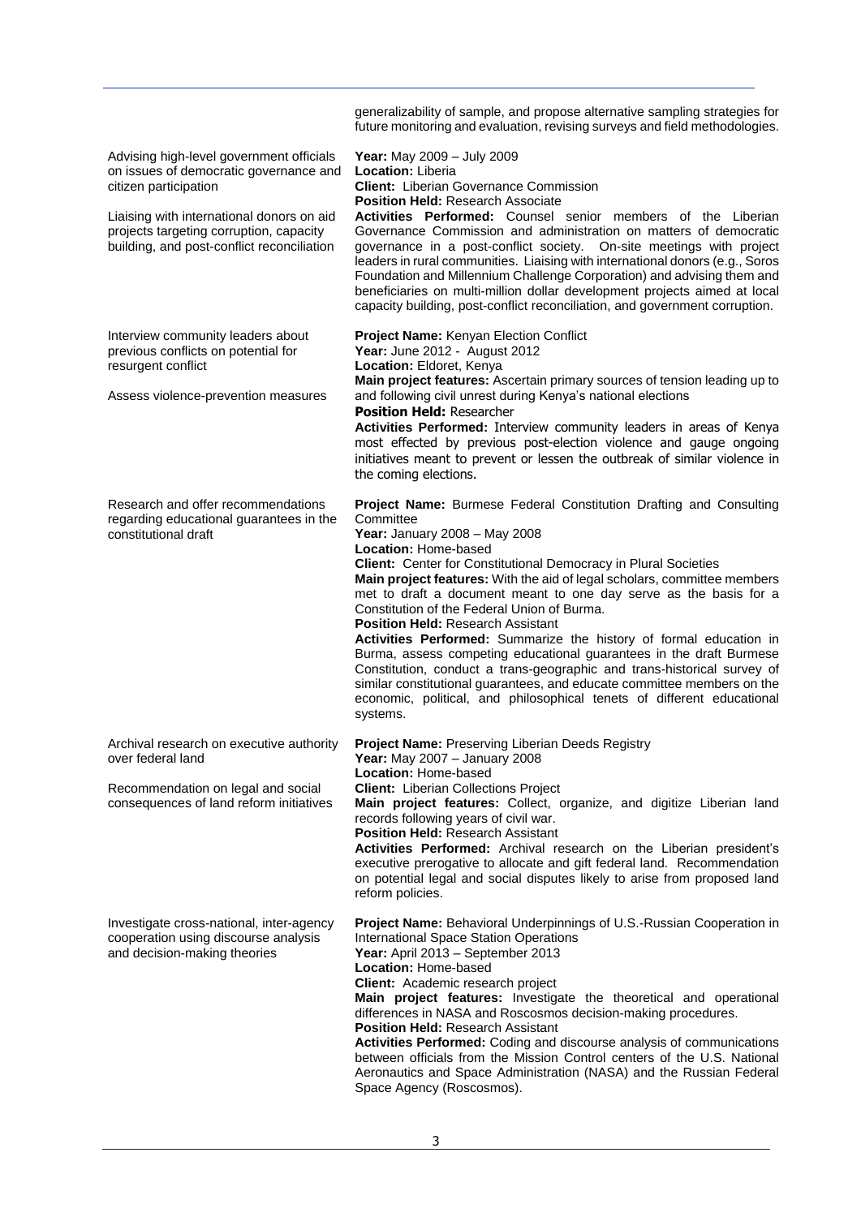generalizability of sample, and propose alternative sampling strategies for future monitoring and evaluation, revising surveys and field methodologies.

| | |
|---|---|
| Advising high-level government officials on issues of democratic governance and citizen participation<br><br>Liaising with international donors on aid projects targeting corruption, capacity building, and post-conflict reconciliation | **Year:** May 2009 – July 2009<br>**Location:** Liberia<br>**Client:** Liberian Governance Commission<br>**Position Held:** Research Associate<br>**Activities Performed:** Counsel senior members of the Liberian Governance Commission and administration on matters of democratic governance in a post-conflict society. On-site meetings with project leaders in rural communities. Liaising with international donors (e.g., Soros Foundation and Millennium Challenge Corporation) and advising them and beneficiaries on multi-million dollar development projects aimed at local capacity building, post-conflict reconciliation, and government corruption. |
| Interview community leaders about previous conflicts on potential for resurgent conflict<br><br>Assess violence-prevention measures | **Project Name:** Kenyan Election Conflict<br>**Year:** June 2012 - August 2012<br>**Location:** Eldoret, Kenya<br>**Main project features:** Ascertain primary sources of tension leading up to and following civil unrest during Kenya's national elections<br>**Position Held:** Researcher<br>**Activities Performed:** Interview community leaders in areas of Kenya most effected by previous post-election violence and gauge ongoing initiatives meant to prevent or lessen the outbreak of similar violence in the coming elections. |
| Research and offer recommendations regarding educational guarantees in the constitutional draft | **Project Name:** Burmese Federal Constitution Drafting and Consulting Committee<br>**Year:** January 2008 – May 2008<br>**Location:** Home-based<br>**Client:** Center for Constitutional Democracy in Plural Societies<br>**Main project features:** With the aid of legal scholars, committee members met to draft a document meant to one day serve as the basis for a Constitution of the Federal Union of Burma.<br>**Position Held:** Research Assistant<br>**Activities Performed:** Summarize the history of formal education in Burma, assess competing educational guarantees in the draft Burmese Constitution, conduct a trans-geographic and trans-historical survey of similar constitutional guarantees, and educate committee members on the economic, political, and philosophical tenets of different educational systems. |
| Archival research on executive authority over federal land<br><br>Recommendation on legal and social consequences of land reform initiatives | **Project Name:** Preserving Liberian Deeds Registry<br>**Year:** May 2007 – January 2008<br>**Location:** Home-based<br>**Client:** Liberian Collections Project<br>**Main project features:** Collect, organize, and digitize Liberian land records following years of civil war.<br>**Position Held:** Research Assistant<br>**Activities Performed:** Archival research on the Liberian president's executive prerogative to allocate and gift federal land. Recommendation on potential legal and social disputes likely to arise from proposed land reform policies. |
| Investigate cross-national, inter-agency cooperation using discourse analysis and decision-making theories | **Project Name:** Behavioral Underpinnings of U.S.-Russian Cooperation in International Space Station Operations<br>**Year:** April 2013 – September 2013<br>**Location:** Home-based<br>**Client:** Academic research project<br>**Main project features:** Investigate the theoretical and operational differences in NASA and Roscosmos decision-making procedures.<br>**Position Held:** Research Assistant<br>**Activities Performed:** Coding and discourse analysis of communications between officials from the Mission Control centers of the U.S. National Aeronautics and Space Administration (NASA) and the Russian Federal Space Agency (Roscosmos). |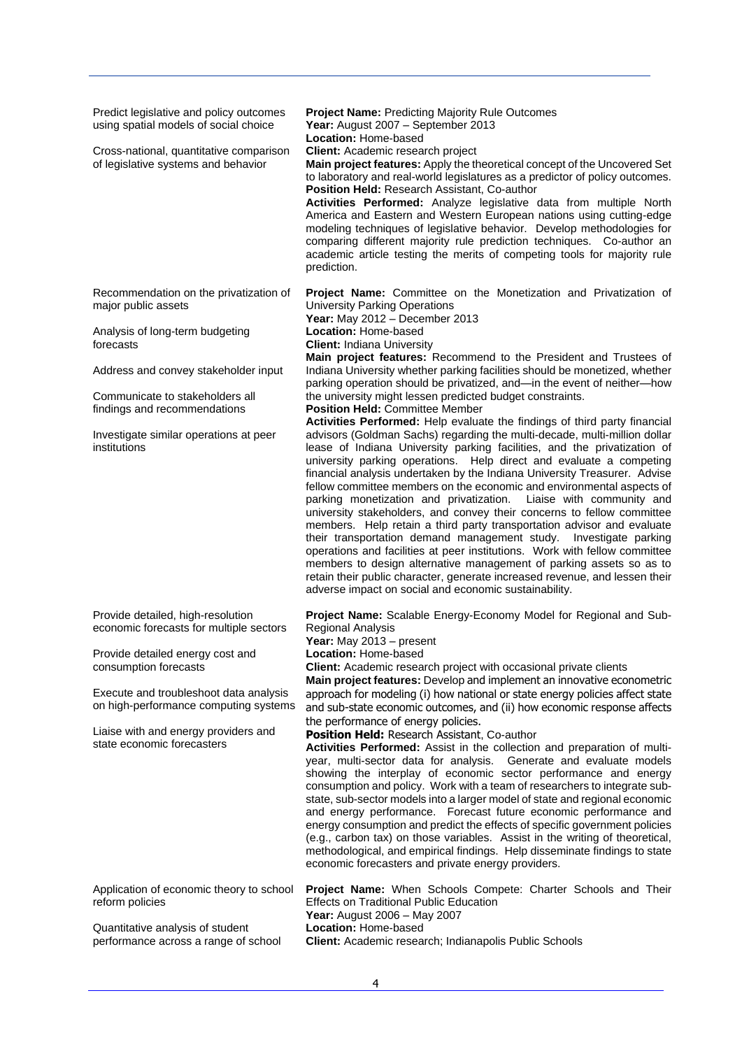| | |
|---|---|
| Predict legislative and policy outcomes using spatial models of social choice<br><br>Cross-national, quantitative comparison of legislative systems and behavior | **Project Name:** Predicting Majority Rule Outcomes<br>**Year:** August 2007 – September 2013<br>**Location:** Home-based<br>**Client:** Academic research project<br>**Main project features:** Apply the theoretical concept of the Uncovered Set to laboratory and real-world legislatures as a predictor of policy outcomes.<br>**Position Held:** Research Assistant, Co-author<br>**Activities Performed:** Analyze legislative data from multiple North America and Eastern and Western European nations using cutting-edge modeling techniques of legislative behavior. Develop methodologies for comparing different majority rule prediction techniques. Co-author an academic article testing the merits of competing tools for majority rule prediction. |
| Recommendation on the privatization of major public assets<br><br>Analysis of long-term budgeting forecasts<br><br>Address and convey stakeholder input<br><br>Communicate to stakeholders all findings and recommendations<br><br>Investigate similar operations at peer institutions | **Project Name:** Committee on the Monetization and Privatization of University Parking Operations<br>**Year:** May 2012 – December 2013<br>**Location:** Home-based<br>**Client:** Indiana University<br>**Main project features:** Recommend to the President and Trustees of Indiana University whether parking facilities should be monetized, whether parking operation should be privatized, and—in the event of neither—how the university might lessen predicted budget constraints.<br>**Position Held:** Committee Member<br>**Activities Performed:** Help evaluate the findings of third party financial advisors (Goldman Sachs) regarding the multi-decade, multi-million dollar lease of Indiana University parking facilities, and the privatization of university parking operations. Help direct and evaluate a competing financial analysis undertaken by the Indiana University Treasurer. Advise fellow committee members on the economic and environmental aspects of parking monetization and privatization. Liaise with community and university stakeholders, and convey their concerns to fellow committee members. Help retain a third party transportation advisor and evaluate their transportation demand management study. Investigate parking operations and facilities at peer institutions. Work with fellow committee members to design alternative management of parking assets so as to retain their public character, generate increased revenue, and lessen their adverse impact on social and economic sustainability. |
| Provide detailed, high-resolution economic forecasts for multiple sectors<br><br>Provide detailed energy cost and consumption forecasts<br><br>Execute and troubleshoot data analysis on high-performance computing systems<br><br>Liaise with and energy providers and state economic forecasters | **Project Name:** Scalable Energy-Economy Model for Regional and Sub-Regional Analysis<br>**Year:** May 2013 – present<br>**Location:** Home-based<br>**Client:** Academic research project with occasional private clients<br>**Main project features:** Develop and implement an innovative econometric approach for modeling (i) how national or state energy policies affect state and sub-state economic outcomes, and (ii) how economic response affects the performance of energy policies.<br>**Position Held:** Research Assistant, Co-author<br>**Activities Performed:** Assist in the collection and preparation of multi-year, multi-sector data for analysis. Generate and evaluate models showing the interplay of economic sector performance and energy consumption and policy. Work with a team of researchers to integrate sub-state, sub-sector models into a larger model of state and regional economic and energy performance. Forecast future economic performance and energy consumption and predict the effects of specific government policies (e.g., carbon tax) on those variables. Assist in the writing of theoretical, methodological, and empirical findings. Help disseminate findings to state economic forecasters and private energy providers. |
| Application of economic theory to school reform policies<br><br>Quantitative analysis of student performance across a range of school | **Project Name:** When Schools Compete: Charter Schools and Their Effects on Traditional Public Education<br>**Year:** August 2006 – May 2007<br>**Location:** Home-based<br>**Client:** Academic research; Indianapolis Public Schools |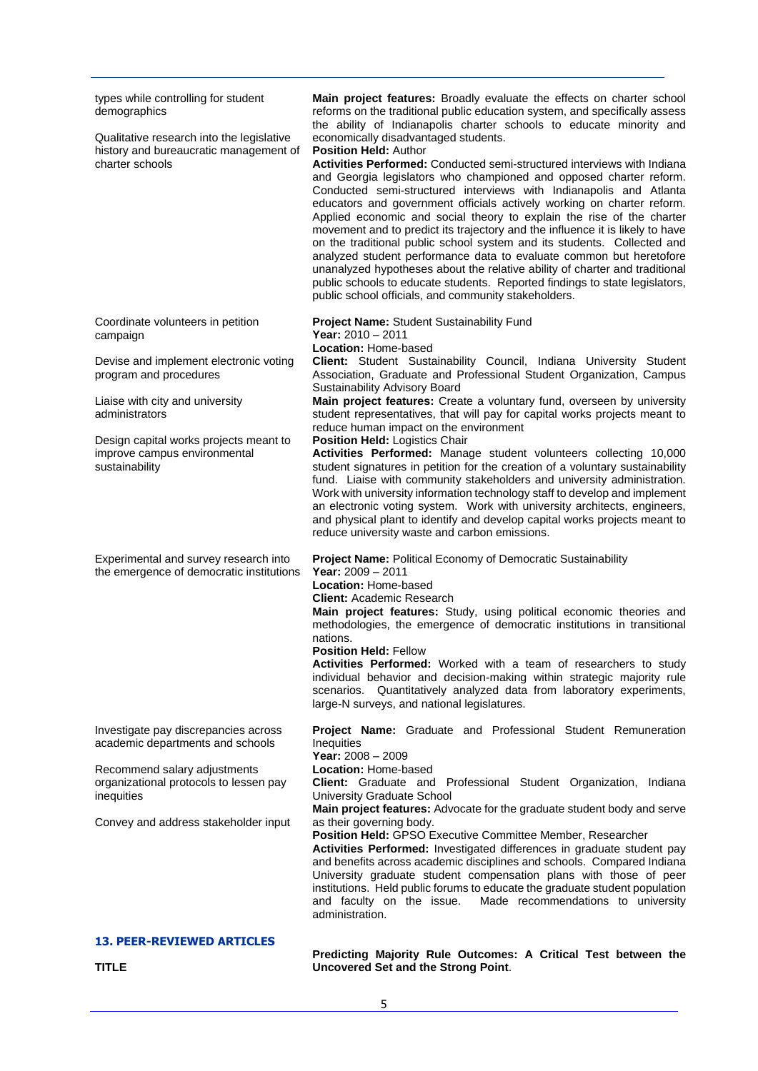| | |
|---|---|
| types while controlling for student demographics<br><br>Qualitative research into the legislative history and bureaucratic management of charter schools | **Main project features:** Broadly evaluate the effects on charter school reforms on the traditional public education system, and specifically assess the ability of Indianapolis charter schools to educate minority and economically disadvantaged students.<br>**Position Held:** Author<br>**Activities Performed:** Conducted semi-structured interviews with Indiana and Georgia legislators who championed and opposed charter reform. Conducted semi-structured interviews with Indianapolis and Atlanta educators and government officials actively working on charter reform. Applied economic and social theory to explain the rise of the charter movement and to predict its trajectory and the influence it is likely to have on the traditional public school system and its students. Collected and analyzed student performance data to evaluate common but heretofore unanalyzed hypotheses about the relative ability of charter and traditional public schools to educate students. Reported findings to state legislators, public school officials, and community stakeholders. |
| Coordinate volunteers in petition campaign<br><br>Devise and implement electronic voting program and procedures<br><br>Liaise with city and university administrators<br><br>Design capital works projects meant to improve campus environmental sustainability | **Project Name:** Student Sustainability Fund<br>**Year:** 2010 – 2011<br>**Location:** Home-based<br>**Client:** Student Sustainability Council, Indiana University Student Association, Graduate and Professional Student Organization, Campus Sustainability Advisory Board<br>**Main project features:** Create a voluntary fund, overseen by university student representatives, that will pay for capital works projects meant to reduce human impact on the environment<br>**Position Held:** Logistics Chair<br>**Activities Performed:** Manage student volunteers collecting 10,000 student signatures in petition for the creation of a voluntary sustainability fund. Liaise with community stakeholders and university administration. Work with university information technology staff to develop and implement an electronic voting system. Work with university architects, engineers, and physical plant to identify and develop capital works projects meant to reduce university waste and carbon emissions. |
| Experimental and survey research into the emergence of democratic institutions | **Project Name:** Political Economy of Democratic Sustainability<br>**Year:** 2009 – 2011<br>**Location:** Home-based<br>**Client:** Academic Research<br>**Main project features:** Study, using political economic theories and methodologies, the emergence of democratic institutions in transitional nations.<br>**Position Held:** Fellow<br>**Activities Performed:** Worked with a team of researchers to study individual behavior and decision-making within strategic majority rule scenarios. Quantitatively analyzed data from laboratory experiments, large-N surveys, and national legislatures. |
| Investigate pay discrepancies across academic departments and schools<br><br>Recommend salary adjustments organizational protocols to lessen pay inequities<br><br>Convey and address stakeholder input | **Project Name:** Graduate and Professional Student Remuneration Inequities<br>**Year:** 2008 – 2009<br>**Location:** Home-based<br>**Client:** Graduate and Professional Student Organization, Indiana University Graduate School<br>**Main project features:** Advocate for the graduate student body and serve as their governing body.<br>**Position Held:** GPSO Executive Committee Member, Researcher<br>**Activities Performed:** Investigated differences in graduate student pay and benefits across academic disciplines and schools. Compared Indiana University graduate student compensation plans with those of peer institutions. Held public forums to educate the graduate student population and faculty on the issue. Made recommendations to university administration. |

## 13. PEER-REVIEWED ARTICLES

| | |
|---|---|
| **TITLE** | **Predicting Majority Rule Outcomes: A Critical Test between the Uncovered Set and the Strong Point**. |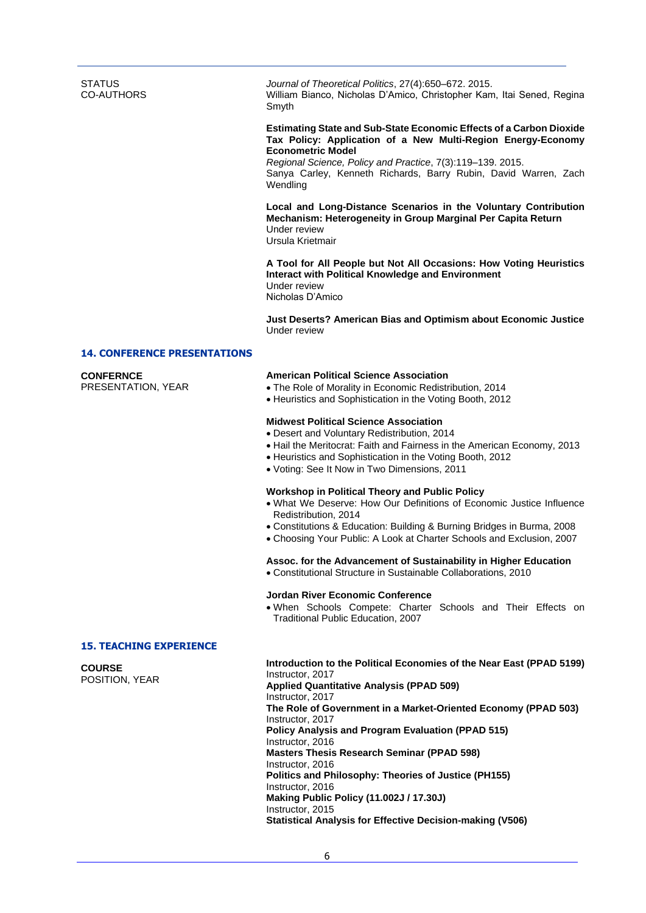STATUS
CO-AUTHORS

*Journal of Theoretical Politics*, 27(4):650–672. 2015.
William Bianco, Nicholas D'Amico, Christopher Kam, Itai Sened, Regina Smyth

**Estimating State and Sub-State Economic Effects of a Carbon Dioxide Tax Policy: Application of a New Multi-Region Energy-Economy Econometric Model**
*Regional Science, Policy and Practice*, 7(3):119–139. 2015.
Sanya Carley, Kenneth Richards, Barry Rubin, David Warren, Zach Wendling

**Local and Long-Distance Scenarios in the Voluntary Contribution Mechanism: Heterogeneity in Group Marginal Per Capita Return**
Under review
Ursula Krietmair

**A Tool for All People but Not All Occasions: How Voting Heuristics Interact with Political Knowledge and Environment**
Under review
Nicholas D'Amico

**Just Deserts? American Bias and Optimism about Economic Justice**
Under review

## 14. CONFERENCE PRESENTATIONS

**CONFERNCE**
PRESENTATION, YEAR

**American Political Science Association**
- The Role of Morality in Economic Redistribution, 2014
- Heuristics and Sophistication in the Voting Booth, 2012

**Midwest Political Science Association**
- Desert and Voluntary Redistribution, 2014
- Hail the Meritocrat: Faith and Fairness in the American Economy, 2013
- Heuristics and Sophistication in the Voting Booth, 2012
- Voting: See It Now in Two Dimensions, 2011

**Workshop in Political Theory and Public Policy**
- What We Deserve: How Our Definitions of Economic Justice Influence Redistribution, 2014
- Constitutions & Education: Building & Burning Bridges in Burma, 2008
- Choosing Your Public: A Look at Charter Schools and Exclusion, 2007

**Assoc. for the Advancement of Sustainability in Higher Education**
- Constitutional Structure in Sustainable Collaborations, 2010

**Jordan River Economic Conference**
- When Schools Compete: Charter Schools and Their Effects on Traditional Public Education, 2007

## 15. TEACHING EXPERIENCE

**COURSE**
POSITION, YEAR

**Introduction to the Political Economies of the Near East (PPAD 5199)**
Instructor, 2017
**Applied Quantitative Analysis (PPAD 509)**
Instructor, 2017
**The Role of Government in a Market-Oriented Economy (PPAD 503)**
Instructor, 2017
**Policy Analysis and Program Evaluation (PPAD 515)**
Instructor, 2016
**Masters Thesis Research Seminar (PPAD 598)**
Instructor, 2016
**Politics and Philosophy: Theories of Justice (PH155)**
Instructor, 2016
**Making Public Policy (11.002J / 17.30J)**
Instructor, 2015
**Statistical Analysis for Effective Decision-making (V506)**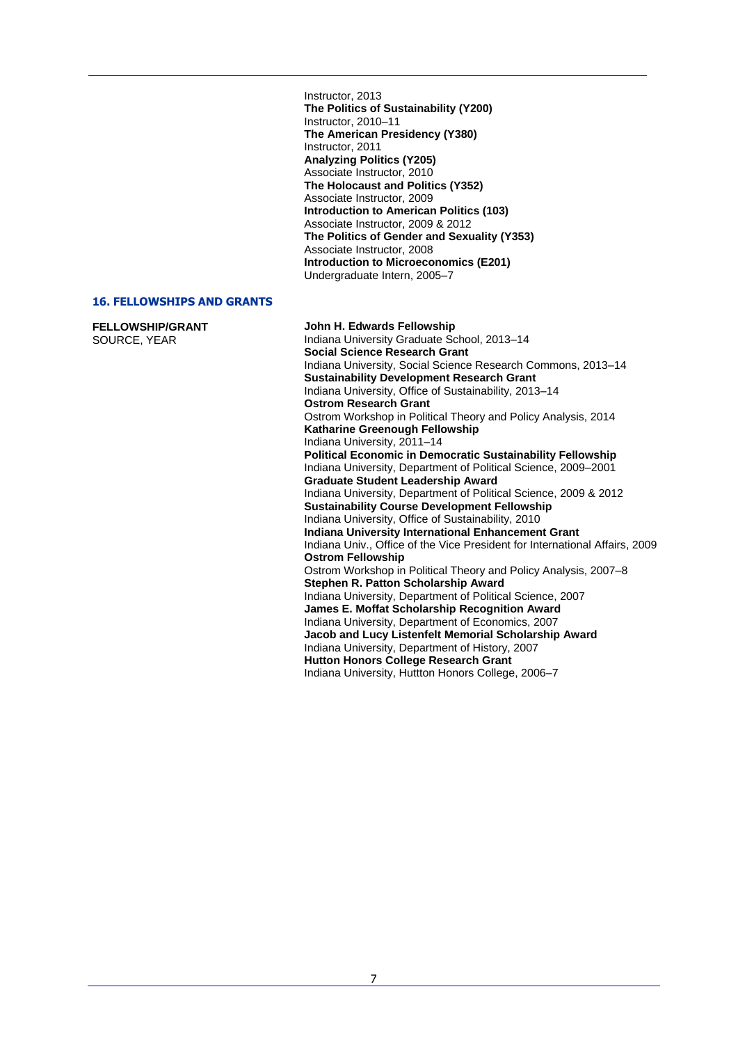Instructor, 2013
**The Politics of Sustainability (Y200)**
Instructor, 2010–11
**The American Presidency (Y380)**
Instructor, 2011
**Analyzing Politics (Y205)**
Associate Instructor, 2010
**The Holocaust and Politics (Y352)**
Associate Instructor, 2009
**Introduction to American Politics (103)**
Associate Instructor, 2009 & 2012
**The Politics of Gender and Sexuality (Y353)**
Associate Instructor, 2008
**Introduction to Microeconomics (E201)**
Undergraduate Intern, 2005–7

## 16. FELLOWSHIPS AND GRANTS

**FELLOWSHIP/GRANT**
SOURCE, YEAR

**John H. Edwards Fellowship**
Indiana University Graduate School, 2013–14
**Social Science Research Grant**
Indiana University, Social Science Research Commons, 2013–14
**Sustainability Development Research Grant**
Indiana University, Office of Sustainability, 2013–14
**Ostrom Research Grant**
Ostrom Workshop in Political Theory and Policy Analysis, 2014
**Katharine Greenough Fellowship**
Indiana University, 2011–14
**Political Economic in Democratic Sustainability Fellowship**
Indiana University, Department of Political Science, 2009–2001
**Graduate Student Leadership Award**
Indiana University, Department of Political Science, 2009 & 2012
**Sustainability Course Development Fellowship**
Indiana University, Office of Sustainability, 2010
**Indiana University International Enhancement Grant**
Indiana Univ., Office of the Vice President for International Affairs, 2009
**Ostrom Fellowship**
Ostrom Workshop in Political Theory and Policy Analysis, 2007–8
**Stephen R. Patton Scholarship Award**
Indiana University, Department of Political Science, 2007
**James E. Moffat Scholarship Recognition Award**
Indiana University, Department of Economics, 2007
**Jacob and Lucy Listenfelt Memorial Scholarship Award**
Indiana University, Department of History, 2007
**Hutton Honors College Research Grant**
Indiana University, Huttton Honors College, 2006–7